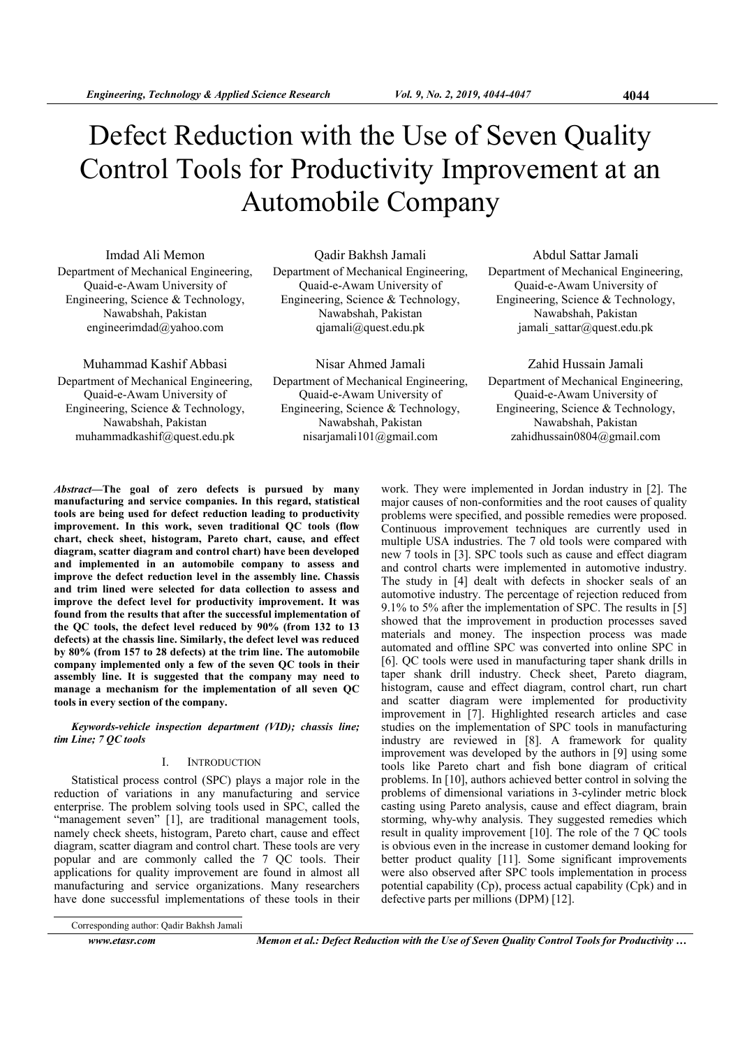# Defect Reduction with the Use of Seven Quality Control Tools for Productivity Improvement at an Automobile Company

Imdad Ali Memon
Department of Mechanical Engineering, Quaid-e-Awam University of Engineering, Science & Technology, Nawabshah, Pakistan
engineerimdad@yahoo.com

Qadir Bakhsh Jamali
Department of Mechanical Engineering, Quaid-e-Awam University of Engineering, Science & Technology, Nawabshah, Pakistan
qjamali@quest.edu.pk

Abdul Sattar Jamali
Department of Mechanical Engineering, Quaid-e-Awam University of Engineering, Science & Technology, Nawabshah, Pakistan
jamali_sattar@quest.edu.pk

Muhammad Kashif Abbasi
Department of Mechanical Engineering, Quaid-e-Awam University of Engineering, Science & Technology, Nawabshah, Pakistan
muhammadkashif@quest.edu.pk

Nisar Ahmed Jamali
Department of Mechanical Engineering, Quaid-e-Awam University of Engineering, Science & Technology, Nawabshah, Pakistan
nisarjamali101@gmail.com

Zahid Hussain Jamali
Department of Mechanical Engineering, Quaid-e-Awam University of Engineering, Science & Technology, Nawabshah, Pakistan
zahidhussain0804@gmail.com

***Abstract*—The goal of zero defects is pursued by many manufacturing and service companies. In this regard, statistical tools are being used for defect reduction leading to productivity improvement. In this work, seven traditional QC tools (flow chart, check sheet, histogram, Pareto chart, cause, and effect diagram, scatter diagram and control chart) have been developed and implemented in an automobile company to assess and improve the defect reduction level in the assembly line. Chassis and trim lined were selected for data collection to assess and improve the defect level for productivity improvement. It was found from the results that after the successful implementation of the QC tools, the defect level reduced by 90% (from 132 to 13 defects) at the chassis line. Similarly, the defect level was reduced by 80% (from 157 to 28 defects) at the trim line. The automobile company implemented only a few of the seven QC tools in their assembly line. It is suggested that the company may need to manage a mechanism for the implementation of all seven QC tools in every section of the company.**

***Keywords-vehicle inspection department (VID); chassis line; tim Line; 7 QC tools***

## I. Introduction

Statistical process control (SPC) plays a major role in the reduction of variations in any manufacturing and service enterprise. The problem solving tools used in SPC, called the "management seven" [1], are traditional management tools, namely check sheets, histogram, Pareto chart, cause and effect diagram, scatter diagram and control chart. These tools are very popular and are commonly called the 7 QC tools. Their applications for quality improvement are found in almost all manufacturing and service organizations. Many researchers have done successful implementations of these tools in their work. They were implemented in Jordan industry in [2]. The major causes of non-conformities and the root causes of quality problems were specified, and possible remedies were proposed. Continuous improvement techniques are currently used in multiple USA industries. The 7 old tools were compared with new 7 tools in [3]. SPC tools such as cause and effect diagram and control charts were implemented in automotive industry. The study in [4] dealt with defects in shocker seals of an automotive industry. The percentage of rejection reduced from 9.1% to 5% after the implementation of SPC. The results in [5] showed that the improvement in production processes saved materials and money. The inspection process was made automated and offline SPC was converted into online SPC in [6]. QC tools were used in manufacturing taper shank drills in taper shank drill industry. Check sheet, Pareto diagram, histogram, cause and effect diagram, control chart, run chart and scatter diagram were implemented for productivity improvement in [7]. Highlighted research articles and case studies on the implementation of SPC tools in manufacturing industry are reviewed in [8]. A framework for quality improvement was developed by the authors in [9] using some tools like Pareto chart and fish bone diagram of critical problems. In [10], authors achieved better control in solving the problems of dimensional variations in 3-cylinder metric block casting using Pareto analysis, cause and effect diagram, brain storming, why-why analysis. They suggested remedies which result in quality improvement [10]. The role of the 7 QC tools is obvious even in the increase in customer demand looking for better product quality [11]. Some significant improvements were also observed after SPC tools implementation in process potential capability (Cp), process actual capability (Cpk) and in defective parts per millions (DPM) [12].

Corresponding author: Qadir Bakhsh Jamali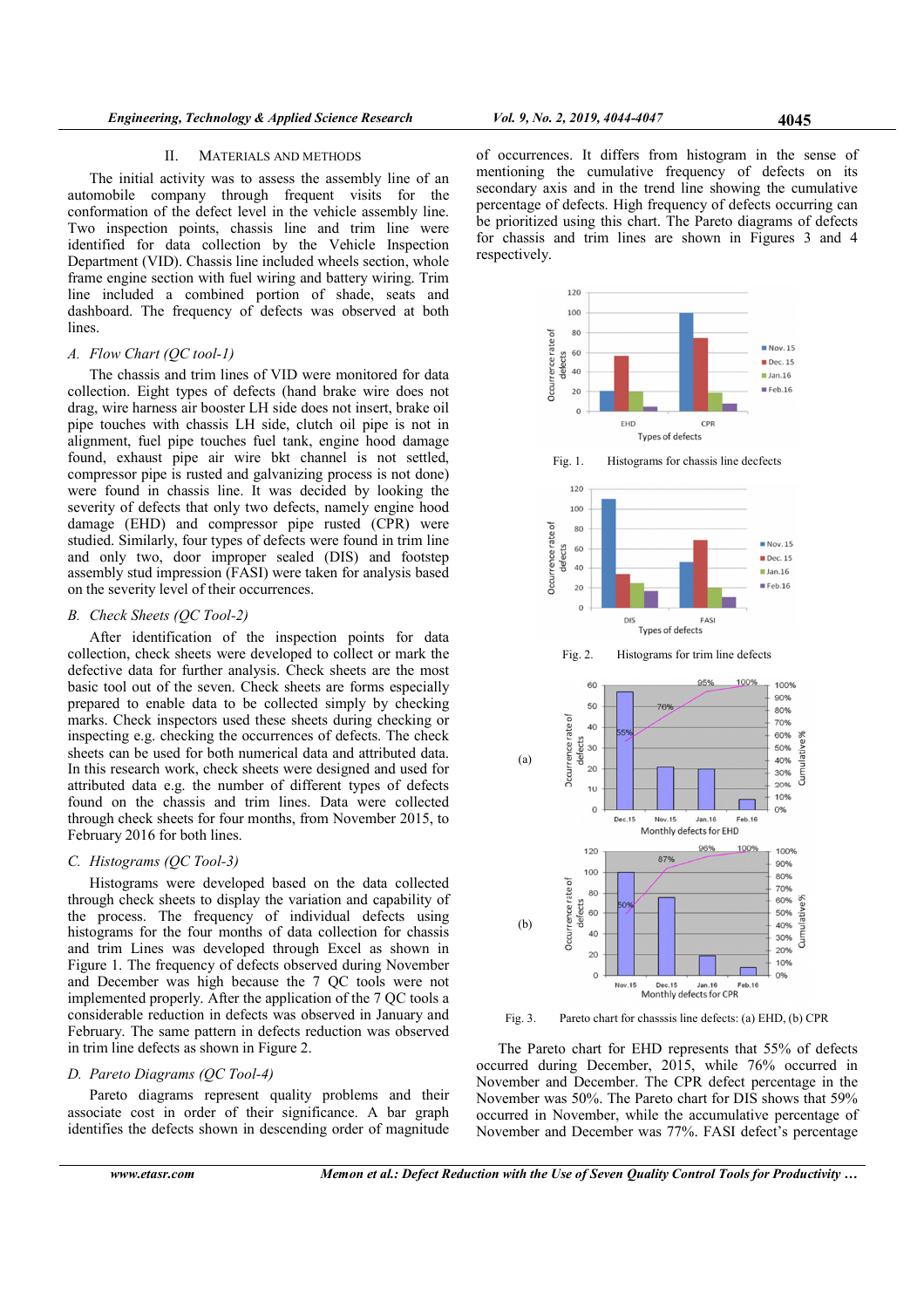## II. MATERIALS AND METHODS

The initial activity was to assess the assembly line of an automobile company through frequent visits for the conformation of the defect level in the vehicle assembly line. Two inspection points, chassis line and trim line were identified for data collection by the Vehicle Inspection Department (VID). Chassis line included wheels section, whole frame engine section with fuel wiring and battery wiring. Trim line included a combined portion of shade, seats and dashboard. The frequency of defects was observed at both lines.

### A. Flow Chart (QC tool-1)

The chassis and trim lines of VID were monitored for data collection. Eight types of defects (hand brake wire does not drag, wire harness air booster LH side does not insert, brake oil pipe touches with chassis LH side, clutch oil pipe is not in alignment, fuel pipe touches fuel tank, engine hood damage found, exhaust pipe air wire bkt channel is not settled, compressor pipe is rusted and galvanizing process is not done) were found in chassis line. It was decided by looking the severity of defects that only two defects, namely engine hood damage (EHD) and compressor pipe rusted (CPR) were studied. Similarly, four types of defects were found in trim line and only two, door improper sealed (DIS) and footstep assembly stud impression (FASI) were taken for analysis based on the severity level of their occurrences.

### B. Check Sheets (QC Tool-2)

After identification of the inspection points for data collection, check sheets were developed to collect or mark the defective data for further analysis. Check sheets are the most basic tool out of the seven. Check sheets are forms especially prepared to enable data to be collected simply by checking marks. Check inspectors used these sheets during checking or inspecting e.g. checking the occurrences of defects. The check sheets can be used for both numerical data and attributed data. In this research work, check sheets were designed and used for attributed data e.g. the number of different types of defects found on the chassis and trim lines. Data were collected through check sheets for four months, from November 2015, to February 2016 for both lines.

### C. Histograms (QC Tool-3)

Histograms were developed based on the data collected through check sheets to display the variation and capability of the process. The frequency of individual defects using histograms for the four months of data collection for chassis and trim Lines was developed through Excel as shown in Figure 1. The frequency of defects observed during November and December was high because the 7 QC tools were not implemented properly. After the application of the 7 QC tools a considerable reduction in defects was observed in January and February. The same pattern in defects reduction was observed in trim line defects as shown in Figure 2.

### D. Pareto Diagrams (QC Tool-4)

Pareto diagrams represent quality problems and their associate cost in order of their significance. A bar graph identifies the defects shown in descending order of magnitude of occurrences. It differs from histogram in the sense of mentioning the cumulative frequency of defects on its secondary axis and in the trend line showing the cumulative percentage of defects. High frequency of defects occurring can be prioritized using this chart. The Pareto diagrams of defects for chassis and trim lines are shown in Figures 3 and 4 respectively.

Fig. 1. Histograms for chassis line decfects

Fig. 2. Histograms for trim line defects

Fig. 3. Pareto chart for chasssis line defects: (a) EHD, (b) CPR

The Pareto chart for EHD represents that 55% of defects occurred during December, 2015, while 76% occurred in November and December. The CPR defect percentage in the November was 50%. The Pareto chart for DIS shows that 59% occurred in November, while the accumulative percentage of November and December was 77%. FASI defect's percentage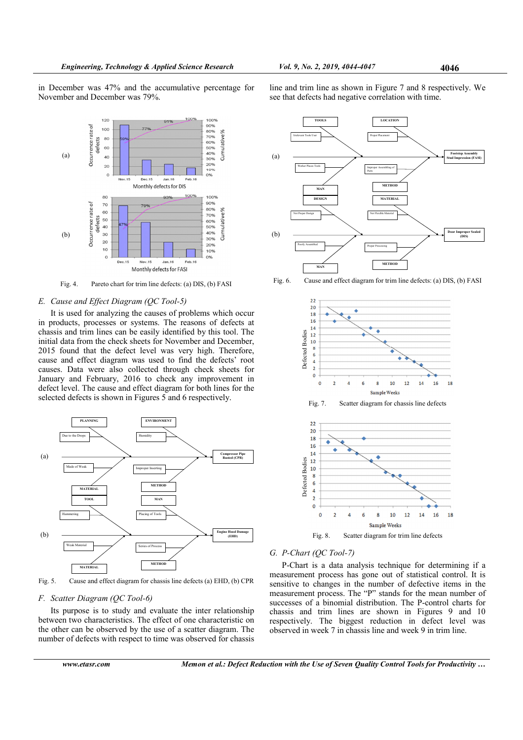in December was 47% and the accumulative percentage for November and December was 79%.

Fig. 4. Pareto chart for trim line defects: (a) DIS, (b) FASI

### E. Cause and Effect Diagram (QC Tool-5)

It is used for analyzing the causes of problems which occur in products, processes or systems. The reasons of defects at chassis and trim lines can be easily identified by this tool. The initial data from the check sheets for November and December, 2015 found that the defect level was very high. Therefore, cause and effect diagram was used to find the defects' root causes. Data were also collected through check sheets for January and February, 2016 to check any improvement in defect level. The cause and effect diagram for both lines for the selected defects is shown in Figures 5 and 6 respectively.

Fig. 5. Cause and effect diagram for chassis line defects (a) EHD, (b) CPR

### F. Scatter Diagram (QC Tool-6)

Its purpose is to study and evaluate the inter relationship between two characteristics. The effect of one characteristic on the other can be observed by the use of a scatter diagram. The number of defects with respect to time was observed for chassis line and trim line as shown in Figure 7 and 8 respectively. We see that defects had negative correlation with time.

Fig. 6. Cause and effect diagram for trim line defects: (a) DIS, (b) FASI

Fig. 7. Scatter diagram for chassis line defects

Fig. 8. Scatter diagram for trim line defects

### G. P-Chart (QC Tool-7)

P-Chart is a data analysis technique for determining if a measurement process has gone out of statistical control. It is sensitive to changes in the number of defective items in the measurement process. The "P" stands for the mean number of successes of a binomial distribution. The P-control charts for chassis and trim lines are shown in Figures 9 and 10 respectively. The biggest reduction in defect level was observed in week 7 in chassis line and week 9 in trim line.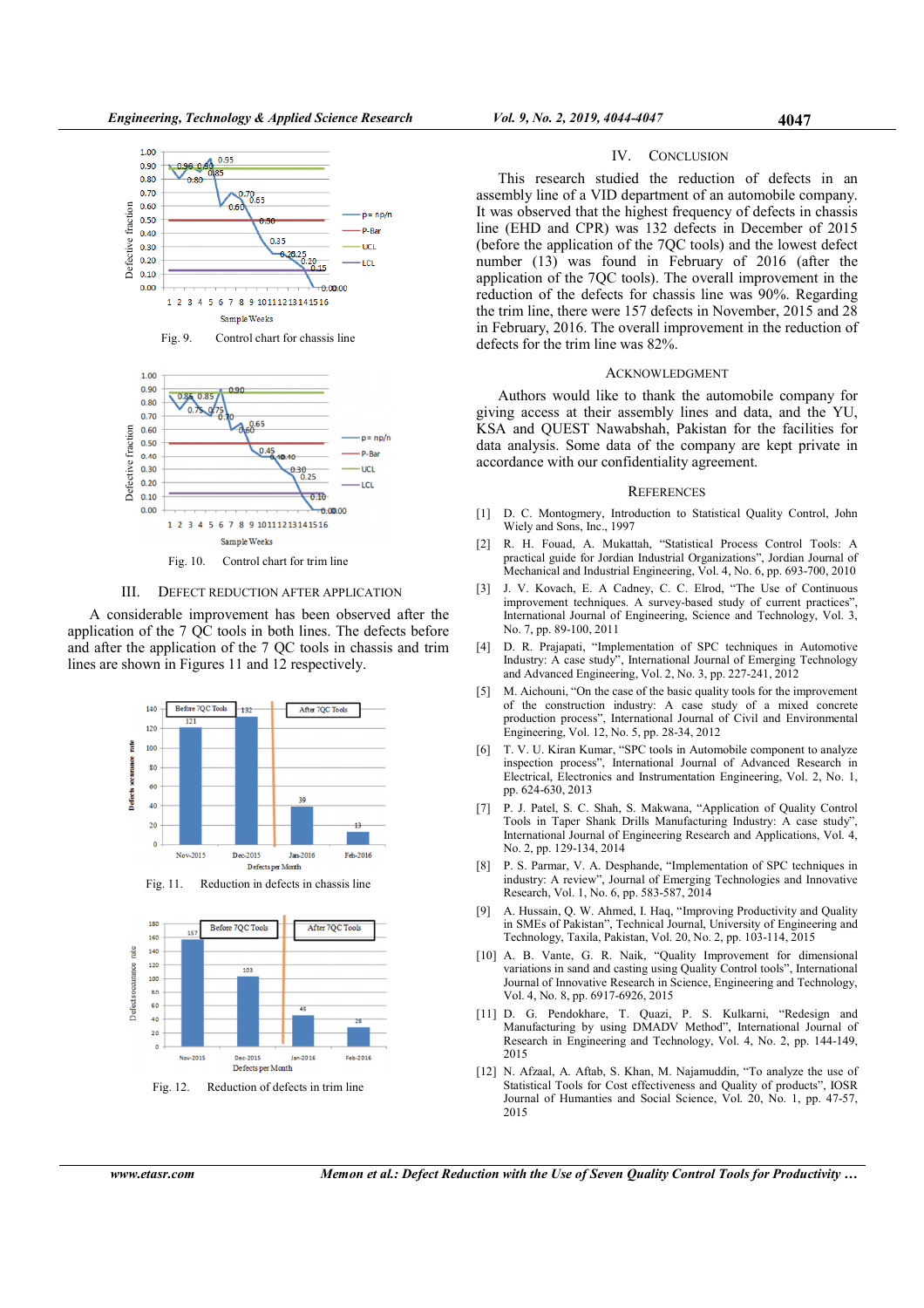1.00
0.90
0.80
0.70
0.60
0.50
0.40
0.30
0.20
0.10
0.00

0.96 0.90 0.95
0.80 0.85
0.70
0.60 0.65
0.50
0.35
0.20 0.25
0.20
0.15
0.00.00

1 2 3 4 5 6 7 8 9 10 11 12 13 14 15 16

Sample Weeks

Defective fraction

p= np/n
P-Bar
UCL
LCL

Fig. 9. Control chart for chassis line

1.00
0.90
0.80
0.70
0.60
0.50
0.40
0.30
0.20
0.10
0.00

0.85 0.85 0.90
0.75 0.75
0.70
0.60 0.65
0.45
0.40 0.40
0.30
0.25
0.10
0.00.00

1 2 3 4 5 6 7 8 9 10 11 12 13 14 15 16

Sample Weeks

Defective fraction

p= np/n
P-Bar
UCL
LCL

Fig. 10. Control chart for trim line

## III. DEFECT REDUCTION AFTER APPLICATION

A considerable improvement has been observed after the application of the 7 QC tools in both lines. The defects before and after the application of the 7 QC tools in chassis and trim lines are shown in Figures 11 and 12 respectively.

Before 7QC Tools
After 7QC Tools

140
120
100
80
60
40
20
0

121
132
39
13

Nov-2015 Dec-2015 Jan-2016 Feb-2016

Defects per Month

Defects occurrence rate

Fig. 11. Reduction in defects in chassis line

Before 7QC Tools
After 7QC Tools

180
160
140
120
100
80
60
40
20
0

157
103
45
28

Nov-2015 Dec-2015 Jan-2016 Feb-2016

Defects per Month

Defect occurrence rate

Fig. 12. Reduction of defects in trim line

## IV. CONCLUSION

This research studied the reduction of defects in an assembly line of a VID department of an automobile company. It was observed that the highest frequency of defects in chassis line (EHD and CPR) was 132 defects in December of 2015 (before the application of the 7QC tools) and the lowest defect number (13) was found in February of 2016 (after the application of the 7QC tools). The overall improvement in the reduction of the defects for chassis line was 90%. Regarding the trim line, there were 157 defects in November, 2015 and 28 in February, 2016. The overall improvement in the reduction of defects for the trim line was 82%.

## ACKNOWLEDGMENT

Authors would like to thank the automobile company for giving access at their assembly lines and data, and the YU, KSA and QUEST Nawabshah, Pakistan for the facilities for data analysis. Some data of the company are kept private in accordance with our confidentiality agreement.

## REFERENCES

[1] D. C. Montogmery, Introduction to Statistical Quality Control, John Wiely and Sons, Inc., 1997

[2] R. H. Fouad, A. Mukattah, "Statistical Process Control Tools: A practical guide for Jordian Industrial Organizations", Jordian Journal of Mechanical and Industrial Engineering, Vol. 4, No. 6, pp. 693-700, 2010

[3] J. V. Kovach, E. A Cadney, C. C. Elrod, "The Use of Continuous improvement techniques. A survey-based study of current practices", International Journal of Engineering, Science and Technology, Vol. 3, No. 7, pp. 89-100, 2011

[4] D. R. Prajapati, "Implementation of SPC techniques in Automotive Industry: A case study", International Journal of Emerging Technology and Advanced Engineering, Vol. 2, No. 3, pp. 227-241, 2012

[5] M. Aichouni, "On the case of the basic quality tools for the improvement of the construction industry: A case study of a mixed concrete production process", International Journal of Civil and Environmental Engineering, Vol. 12, No. 5, pp. 28-34, 2012

[6] T. V. U. Kiran Kumar, "SPC tools in Automobile component to analyze inspection process", International Journal of Advanced Research in Electrical, Electronics and Instrumentation Engineering, Vol. 2, No. 1, pp. 624-630, 2013

[7] P. J. Patel, S. C. Shah, S. Makwana, "Application of Quality Control Tools in Taper Shank Drills Manufacturing Industry: A case study", International Journal of Engineering Research and Applications, Vol. 4, No. 2, pp. 129-134, 2014

[8] P. S. Parmar, V. A. Desphande, "Implementation of SPC techniques in industry: A review", Journal of Emerging Technologies and Innovative Research, Vol. 1, No. 6, pp. 583-587, 2014

[9] A. Hussain, Q. W. Ahmed, I. Haq, "Improving Productivity and Quality in SMEs of Pakistan", Technical Journal, University of Engineering and Technology, Taxila, Pakistan, Vol. 20, No. 2, pp. 103-114, 2015

[10] A. B. Vante, G. R. Naik, "Quality Improvement for dimensional variations in sand and casting using Quality Control tools", International Journal of Innovative Research in Science, Engineering and Technology, Vol. 4, No. 8, pp. 6917-6926, 2015

[11] D. G. Pendokhare, T. Quazi, P. S. Kulkarni, "Redesign and Manufacturing by using DMADV Method", International Journal of Research in Engineering and Technology, Vol. 4, No. 2, pp. 144-149, 2015

[12] N. Afzaal, A. Aftab, S. Khan, M. Najamuddin, "To analyze the use of Statistical Tools for Cost effectiveness and Quality of products", IOSR Journal of Humanities and Social Science, Vol. 20, No. 1, pp. 47-57, 2015